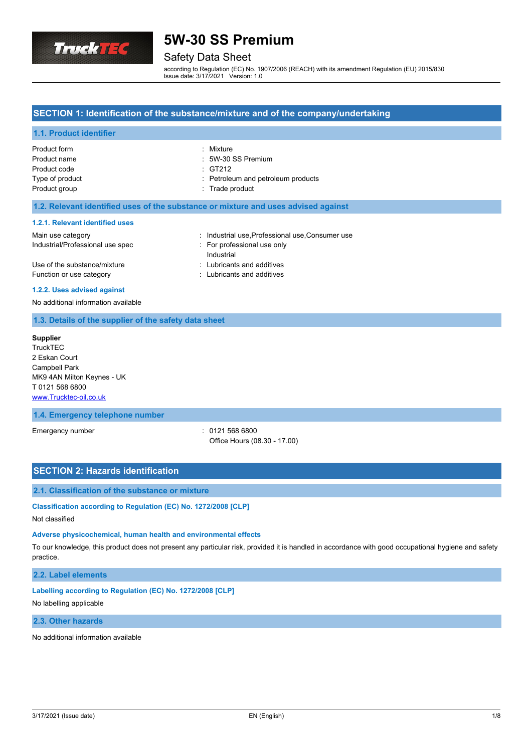# 5W-30 SS Premium

## Safety Data Sheet

according to Regulation (EC) No. 1907/2006 (REACH) with its amendment Regulation (EU) 2015/830
Issue date: 3/17/2021 Version: 1.0

## SECTION 1: Identification of the substance/mixture and of the company/undertaking

### 1.1. Product identifier

| | |
|---|---|
| Product form | : Mixture |
| Product name | : 5W-30 SS Premium |
| Product code | : GT212 |
| Type of product | : Petroleum and petroleum products |
| Product group | : Trade product |

### 1.2. Relevant identified uses of the substance or mixture and uses advised against

#### 1.2.1. Relevant identified uses

| | |
|---|---|
| Main use category | : Industrial use,Professional use,Consumer use |
| Industrial/Professional use spec | : For professional use only<br>Industrial |
| Use of the substance/mixture | : Lubricants and additives |
| Function or use category | : Lubricants and additives |

#### 1.2.2. Uses advised against

No additional information available

### 1.3. Details of the supplier of the safety data sheet

**Supplier**
TruckTEC
2 Eskan Court
Campbell Park
MK9 4AN Milton Keynes - UK
T 0121 568 6800
www.Trucktec-oil.co.uk

### 1.4. Emergency telephone number

| | |
|---|---|
| Emergency number | : 0121 568 6800<br>Office Hours (08.30 - 17.00) |

## SECTION 2: Hazards identification

### 2.1. Classification of the substance or mixture

#### Classification according to Regulation (EC) No. 1272/2008 [CLP]

Not classified

#### Adverse physicochemical, human health and environmental effects

To our knowledge, this product does not present any particular risk, provided it is handled in accordance with good occupational hygiene and safety practice.

### 2.2. Label elements

#### Labelling according to Regulation (EC) No. 1272/2008 [CLP]

No labelling applicable

### 2.3. Other hazards

No additional information available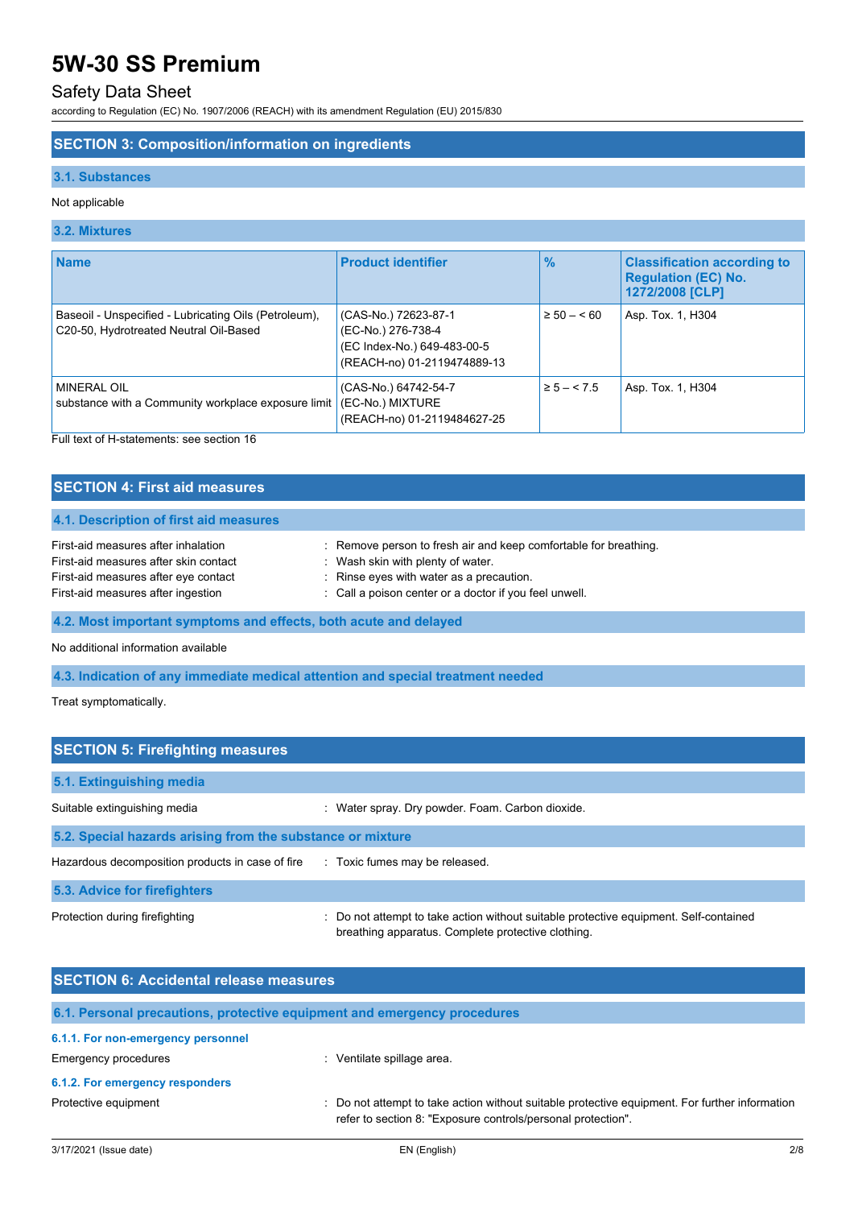## SECTION 3: Composition/information on ingredients

### 3.1. Substances

Not applicable

### 3.2. Mixtures

| Name | Product identifier | % | Classification according to Regulation (EC) No. 1272/2008 [CLP] |
|---|---|---|---|
| Baseoil - Unspecified - Lubricating Oils (Petroleum), C20-50, Hydrotreated Neutral Oil-Based | (CAS-No.) 72623-87-1<br>(EC-No.) 276-738-4<br>(EC Index-No.) 649-483-00-5<br>(REACH-no) 01-2119474889-13 | ≥ 50 – < 60 | Asp. Tox. 1, H304 |
| MINERAL OIL<br>substance with a Community workplace exposure limit | (CAS-No.) 64742-54-7<br>(EC-No.) MIXTURE<br>(REACH-no) 01-2119484627-25 | ≥ 5 – < 7.5 | Asp. Tox. 1, H304 |

Full text of H-statements: see section 16

## SECTION 4: First aid measures

### 4.1. Description of first aid measures

First-aid measures after inhalation : Remove person to fresh air and keep comfortable for breathing.
First-aid measures after skin contact : Wash skin with plenty of water.
First-aid measures after eye contact : Rinse eyes with water as a precaution.
First-aid measures after ingestion : Call a poison center or a doctor if you feel unwell.

### 4.2. Most important symptoms and effects, both acute and delayed

No additional information available

### 4.3. Indication of any immediate medical attention and special treatment needed

Treat symptomatically.

## SECTION 5: Firefighting measures

### 5.1. Extinguishing media

Suitable extinguishing media : Water spray. Dry powder. Foam. Carbon dioxide.

### 5.2. Special hazards arising from the substance or mixture

Hazardous decomposition products in case of fire : Toxic fumes may be released.

### 5.3. Advice for firefighters

Protection during firefighting : Do not attempt to take action without suitable protective equipment. Self-contained breathing apparatus. Complete protective clothing.

## SECTION 6: Accidental release measures

### 6.1. Personal precautions, protective equipment and emergency procedures

#### 6.1.1. For non-emergency personnel

Emergency procedures : Ventilate spillage area.

#### 6.1.2. For emergency responders

Protective equipment : Do not attempt to take action without suitable protective equipment. For further information refer to section 8: "Exposure controls/personal protection".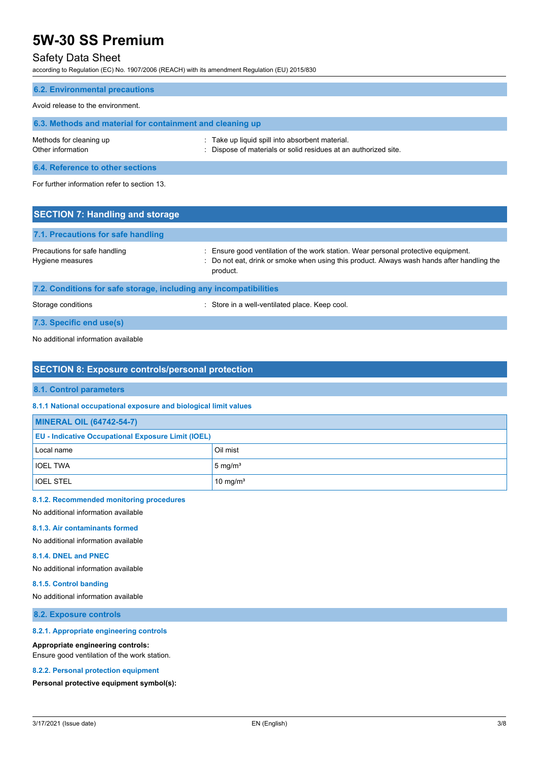### 6.2. Environmental precautions

Avoid release to the environment.

### 6.3. Methods and material for containment and cleaning up

Methods for cleaning up : Take up liquid spill into absorbent material.
Other information : Dispose of materials or solid residues at an authorized site.

### 6.4. Reference to other sections

For further information refer to section 13.

## SECTION 7: Handling and storage

### 7.1. Precautions for safe handling

Precautions for safe handling : Ensure good ventilation of the work station. Wear personal protective equipment.
Hygiene measures : Do not eat, drink or smoke when using this product. Always wash hands after handling the product.

### 7.2. Conditions for safe storage, including any incompatibilities

Storage conditions : Store in a well-ventilated place. Keep cool.

### 7.3. Specific end use(s)

No additional information available

## SECTION 8: Exposure controls/personal protection

### 8.1. Control parameters

#### 8.1.1 National occupational exposure and biological limit values

| MINERAL OIL (64742-54-7) | |
|---|---|
| **EU - Indicative Occupational Exposure Limit (IOEL)** | |
| Local name | Oil mist |
| IOEL TWA | 5 mg/m³ |
| IOEL STEL | 10 mg/m³ |

#### 8.1.2. Recommended monitoring procedures

No additional information available

#### 8.1.3. Air contaminants formed

No additional information available

#### 8.1.4. DNEL and PNEC

No additional information available

#### 8.1.5. Control banding

No additional information available

### 8.2. Exposure controls

#### 8.2.1. Appropriate engineering controls

**Appropriate engineering controls:**
Ensure good ventilation of the work station.

#### 8.2.2. Personal protection equipment

**Personal protective equipment symbol(s):**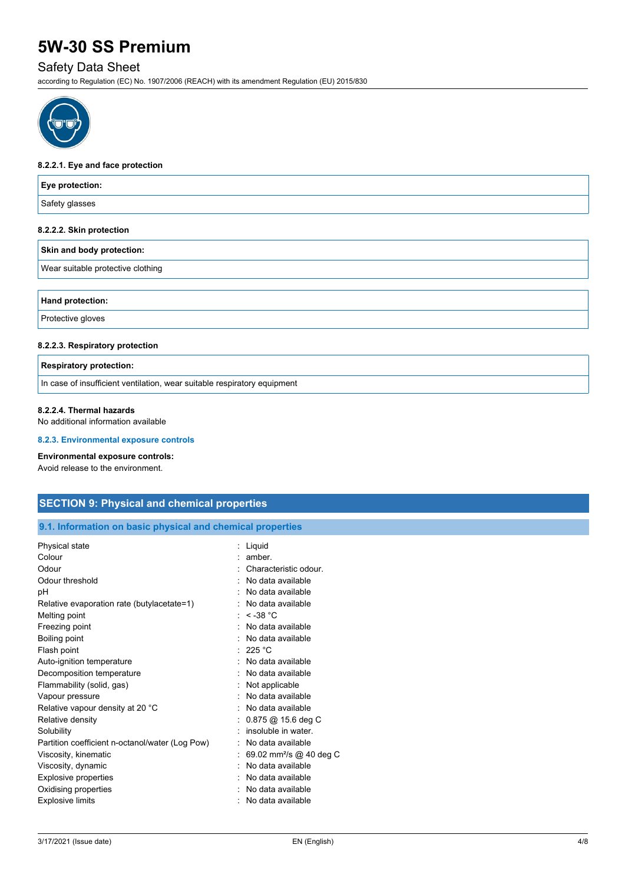#### 8.2.2.1. Eye and face protection

| Eye protection: |
| --- |
| Safety glasses |

#### 8.2.2.2. Skin protection

| Skin and body protection: |
| --- |
| Wear suitable protective clothing |

| Hand protection: |
| --- |
| Protective gloves |

#### 8.2.2.3. Respiratory protection

| Respiratory protection: |
| --- |
| In case of insufficient ventilation, wear suitable respiratory equipment |

#### 8.2.2.4. Thermal hazards

No additional information available

#### 8.2.3. Environmental exposure controls

**Environmental exposure controls:**

Avoid release to the environment.

## SECTION 9: Physical and chemical properties

### 9.1. Information on basic physical and chemical properties

| | |
| --- | --- |
| Physical state | : Liquid |
| Colour | : amber. |
| Odour | : Characteristic odour. |
| Odour threshold | : No data available |
| pH | : No data available |
| Relative evaporation rate (butylacetate=1) | : No data available |
| Melting point | : < -38 °C |
| Freezing point | : No data available |
| Boiling point | : No data available |
| Flash point | : 225 °C |
| Auto-ignition temperature | : No data available |
| Decomposition temperature | : No data available |
| Flammability (solid, gas) | : Not applicable |
| Vapour pressure | : No data available |
| Relative vapour density at 20 °C | : No data available |
| Relative density | : 0.875 @ 15.6 deg C |
| Solubility | : insoluble in water. |
| Partition coefficient n-octanol/water (Log Pow) | : No data available |
| Viscosity, kinematic | : 69.02 $mm^2/s$ @ 40 deg C |
| Viscosity, dynamic | : No data available |
| Explosive properties | : No data available |
| Oxidising properties | : No data available |
| Explosive limits | : No data available |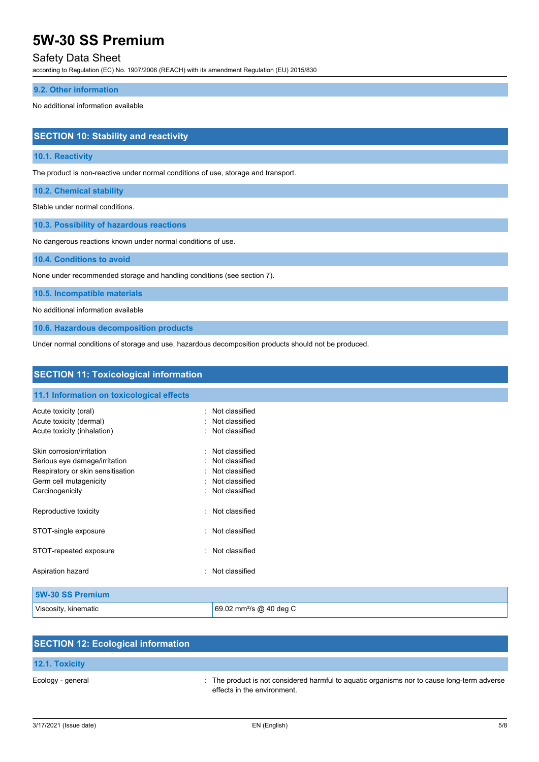### 9.2. Other information

No additional information available

## SECTION 10: Stability and reactivity

### 10.1. Reactivity

The product is non-reactive under normal conditions of use, storage and transport.

### 10.2. Chemical stability

Stable under normal conditions.

### 10.3. Possibility of hazardous reactions

No dangerous reactions known under normal conditions of use.

### 10.4. Conditions to avoid

None under recommended storage and handling conditions (see section 7).

### 10.5. Incompatible materials

No additional information available

### 10.6. Hazardous decomposition products

Under normal conditions of storage and use, hazardous decomposition products should not be produced.

## SECTION 11: Toxicological information

### 11.1 Information on toxicological effects

Acute toxicity (oral) : Not classified
Acute toxicity (dermal) : Not classified
Acute toxicity (inhalation) : Not classified

Skin corrosion/irritation : Not classified
Serious eye damage/irritation : Not classified
Respiratory or skin sensitisation : Not classified
Germ cell mutagenicity : Not classified
Carcinogenicity : Not classified

Reproductive toxicity : Not classified

STOT-single exposure : Not classified

STOT-repeated exposure : Not classified

Aspiration hazard : Not classified

| 5W-30 SS Premium | |
|---|---|
| Viscosity, kinematic | 69.02 $mm^2/s$ @ 40 deg C |

## SECTION 12: Ecological information

### 12.1. Toxicity

Ecology - general : The product is not considered harmful to aquatic organisms nor to cause long-term adverse effects in the environment.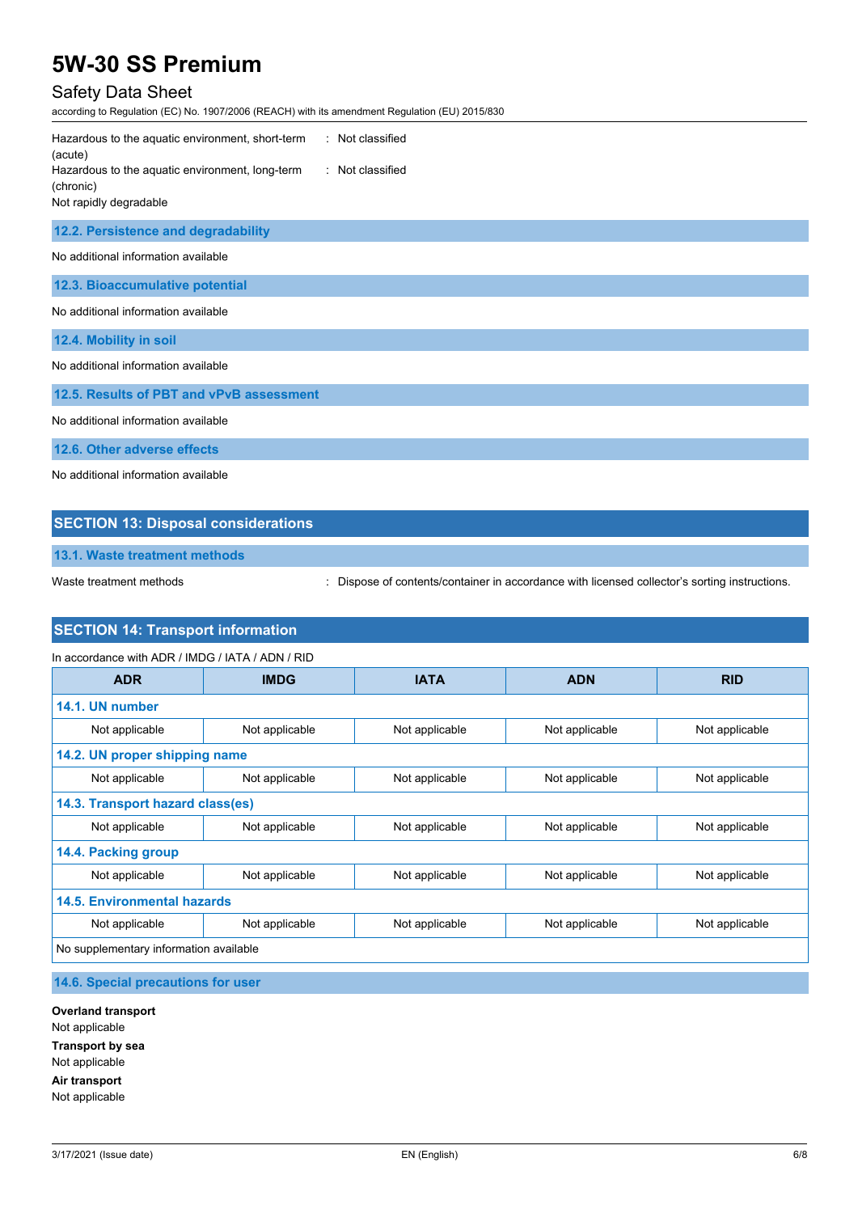Hazardous to the aquatic environment, short-term (acute) : Not classified

Hazardous to the aquatic environment, long-term (chronic) : Not classified

Not rapidly degradable

### 12.2. Persistence and degradability

No additional information available

### 12.3. Bioaccumulative potential

No additional information available

### 12.4. Mobility in soil

No additional information available

### 12.5. Results of PBT and vPvB assessment

No additional information available

### 12.6. Other adverse effects

No additional information available

## SECTION 13: Disposal considerations

### 13.1. Waste treatment methods

Waste treatment methods : Dispose of contents/container in accordance with licensed collector's sorting instructions.

## SECTION 14: Transport information

In accordance with ADR / IMDG / IATA / ADN / RID

| ADR | IMDG | IATA | ADN | RID |
|---|---|---|---|---|
| **14.1. UN number** | | | | |
| Not applicable | Not applicable | Not applicable | Not applicable | Not applicable |
| **14.2. UN proper shipping name** | | | | |
| Not applicable | Not applicable | Not applicable | Not applicable | Not applicable |
| **14.3. Transport hazard class(es)** | | | | |
| Not applicable | Not applicable | Not applicable | Not applicable | Not applicable |
| **14.4. Packing group** | | | | |
| Not applicable | Not applicable | Not applicable | Not applicable | Not applicable |
| **14.5. Environmental hazards** | | | | |
| Not applicable | Not applicable | Not applicable | Not applicable | Not applicable |
| No supplementary information available | | | | |

### 14.6. Special precautions for user

**Overland transport**

Not applicable

**Transport by sea**

Not applicable

**Air transport**

Not applicable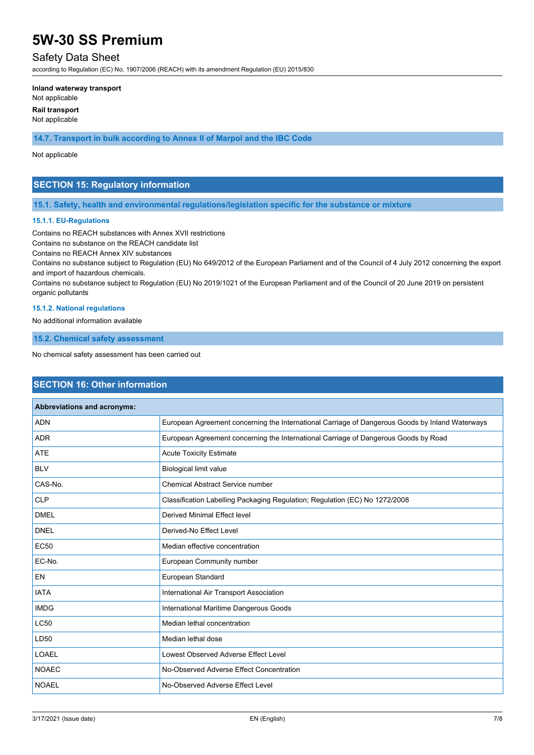**Inland waterway transport**

Not applicable

**Rail transport**

Not applicable

### 14.7. Transport in bulk according to Annex II of Marpol and the IBC Code

Not applicable

## SECTION 15: Regulatory information

### 15.1. Safety, health and environmental regulations/legislation specific for the substance or mixture

#### 15.1.1. EU-Regulations

Contains no REACH substances with Annex XVII restrictions

Contains no substance on the REACH candidate list

Contains no REACH Annex XIV substances

Contains no substance subject to Regulation (EU) No 649/2012 of the European Parliament and of the Council of 4 July 2012 concerning the export and import of hazardous chemicals.

Contains no substance subject to Regulation (EU) No 2019/1021 of the European Parliament and of the Council of 20 June 2019 on persistent organic pollutants

#### 15.1.2. National regulations

No additional information available

### 15.2. Chemical safety assessment

No chemical safety assessment has been carried out

## SECTION 16: Other information

| Abbreviations and acronyms: | |
|---|---|
| ADN | European Agreement concerning the International Carriage of Dangerous Goods by Inland Waterways |
| ADR | European Agreement concerning the International Carriage of Dangerous Goods by Road |
| ATE | Acute Toxicity Estimate |
| BLV | Biological limit value |
| CAS-No. | Chemical Abstract Service number |
| CLP | Classification Labelling Packaging Regulation; Regulation (EC) No 1272/2008 |
| DMEL | Derived Minimal Effect level |
| DNEL | Derived-No Effect Level |
| EC50 | Median effective concentration |
| EC-No. | European Community number |
| EN | European Standard |
| IATA | International Air Transport Association |
| IMDG | International Maritime Dangerous Goods |
| LC50 | Median lethal concentration |
| LD50 | Median lethal dose |
| LOAEL | Lowest Observed Adverse Effect Level |
| NOAEC | No-Observed Adverse Effect Concentration |
| NOAEL | No-Observed Adverse Effect Level |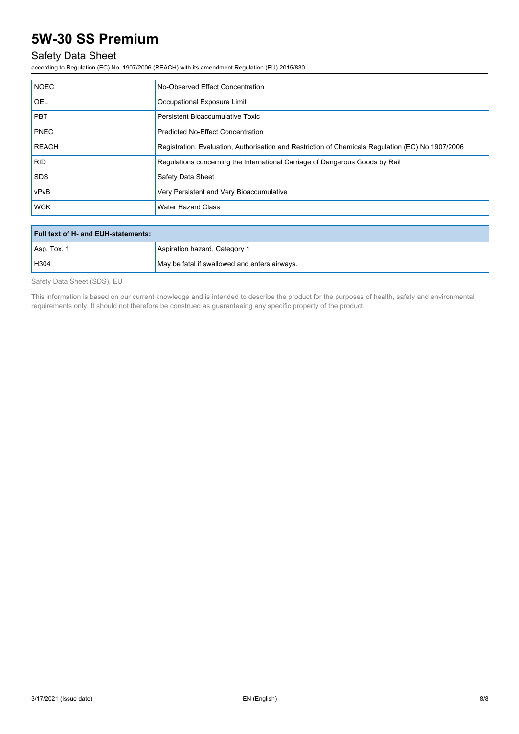| | |
|---|---|
| NOEC | No-Observed Effect Concentration |
| OEL | Occupational Exposure Limit |
| PBT | Persistent Bioaccumulative Toxic |
| PNEC | Predicted No-Effect Concentration |
| REACH | Registration, Evaluation, Authorisation and Restriction of Chemicals Regulation (EC) No 1907/2006 |
| RID | Regulations concerning the International Carriage of Dangerous Goods by Rail |
| SDS | Safety Data Sheet |
| vPvB | Very Persistent and Very Bioaccumulative |
| WGK | Water Hazard Class |

| **Full text of H- and EUH-statements:** | |
|---|---|
| Asp. Tox. 1 | Aspiration hazard, Category 1 |
| H304 | May be fatal if swallowed and enters airways. |

Safety Data Sheet (SDS), EU

This information is based on our current knowledge and is intended to describe the product for the purposes of health, safety and environmental requirements only. It should not therefore be construed as guaranteeing any specific property of the product.